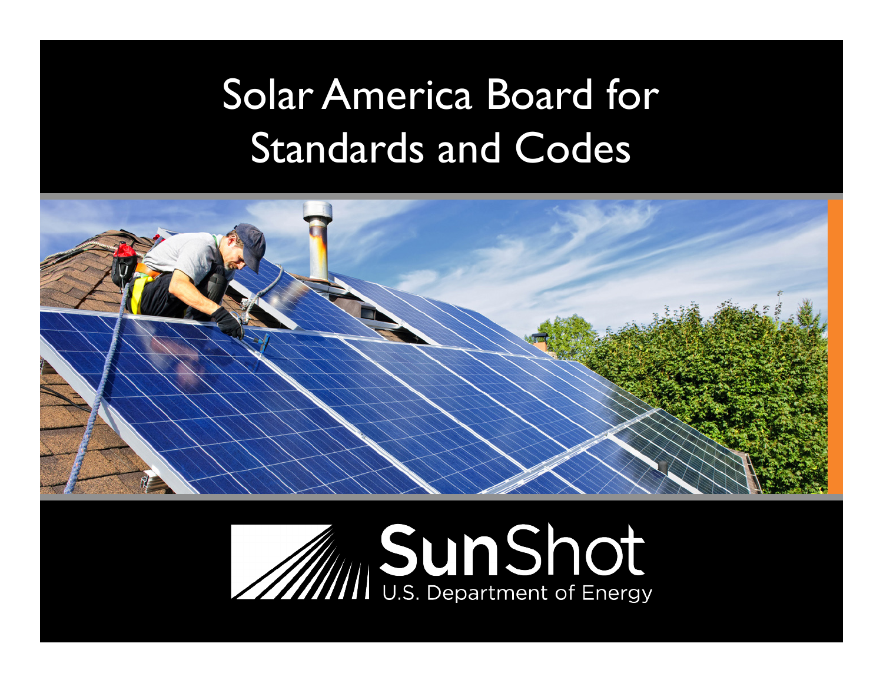# Solar America Board for Standards and Codes

SunShot

U.S. Department of Energy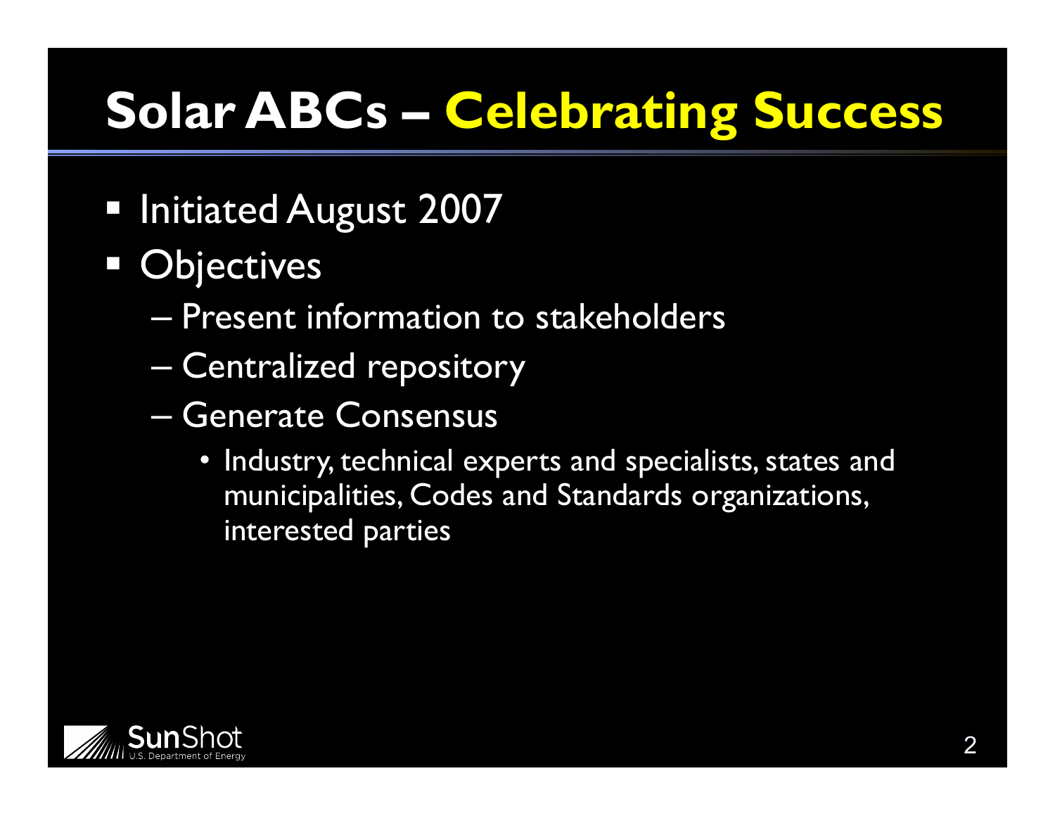# Solar ABCs – Celebrating Success

- Initiated August 2007
- Objectives
  - Present information to stakeholders
  - Centralized repository
  - Generate Consensus
    - Industry, technical experts and specialists, states and municipalities, Codes and Standards organizations, interested parties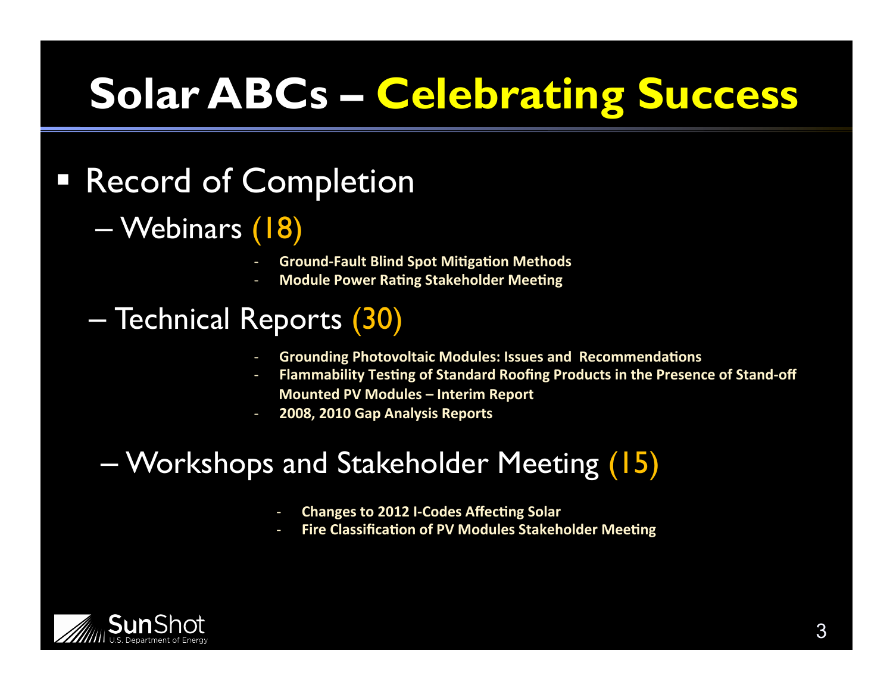# Solar ABCs – Celebrating Success

- Record of Completion
  - Webinars (18)
    - Ground-Fault Blind Spot Mitigation Methods
    - Module Power Rating Stakeholder Meeting
  - Technical Reports (30)
    - Grounding Photovoltaic Modules: Issues and Recommendations
    - Flammability Testing of Standard Roofing Products in the Presence of Stand-off Mounted PV Modules – Interim Report
    - 2008, 2010 Gap Analysis Reports
  - Workshops and Stakeholder Meeting (15)
    - Changes to 2012 I-Codes Affecting Solar
    - Fire Classification of PV Modules Stakeholder Meeting

SunShot
U.S. Department of Energy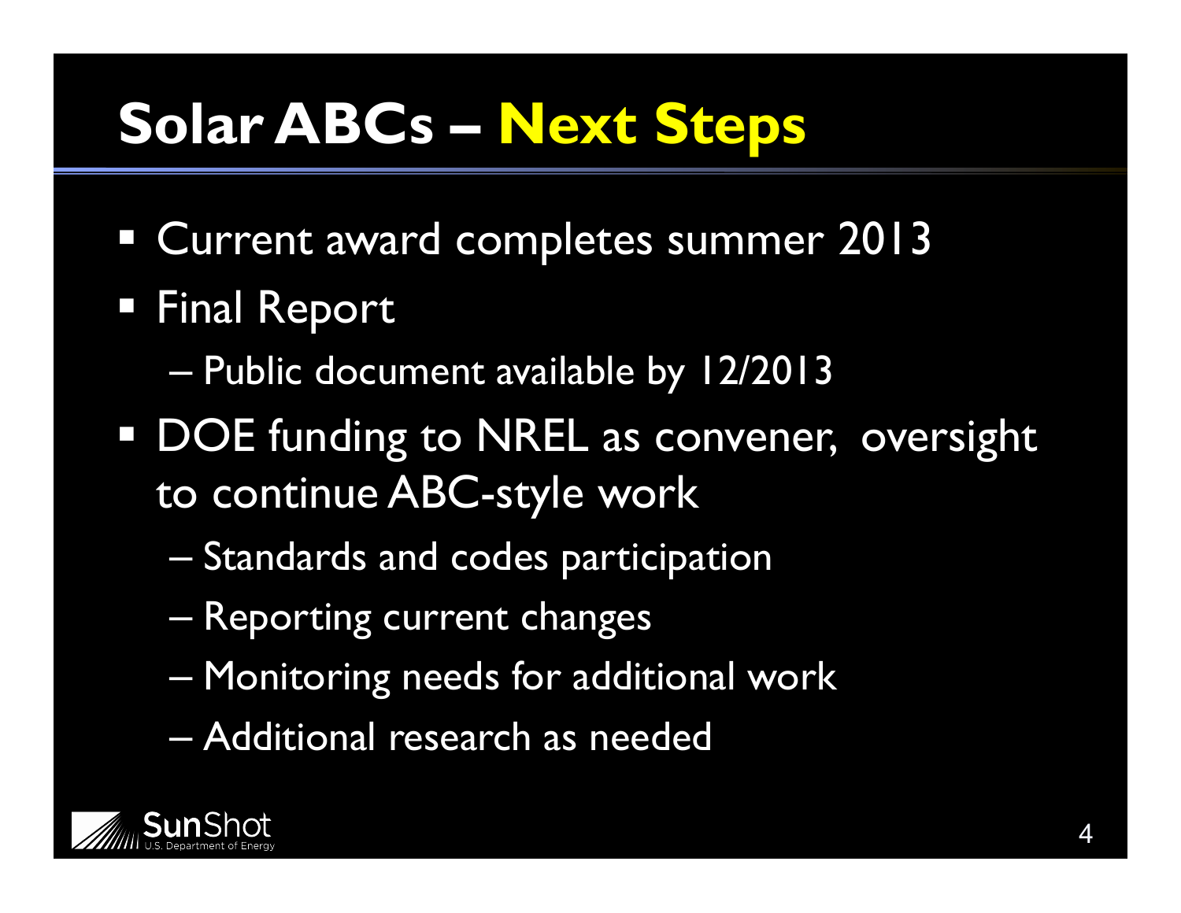# Solar ABCs – Next Steps

- Current award completes summer 2013
- Final Report
  - Public document available by 12/2013
- DOE funding to NREL as convener, oversight to continue ABC-style work
  - Standards and codes participation
  - Reporting current changes
  - Monitoring needs for additional work
  - Additional research as needed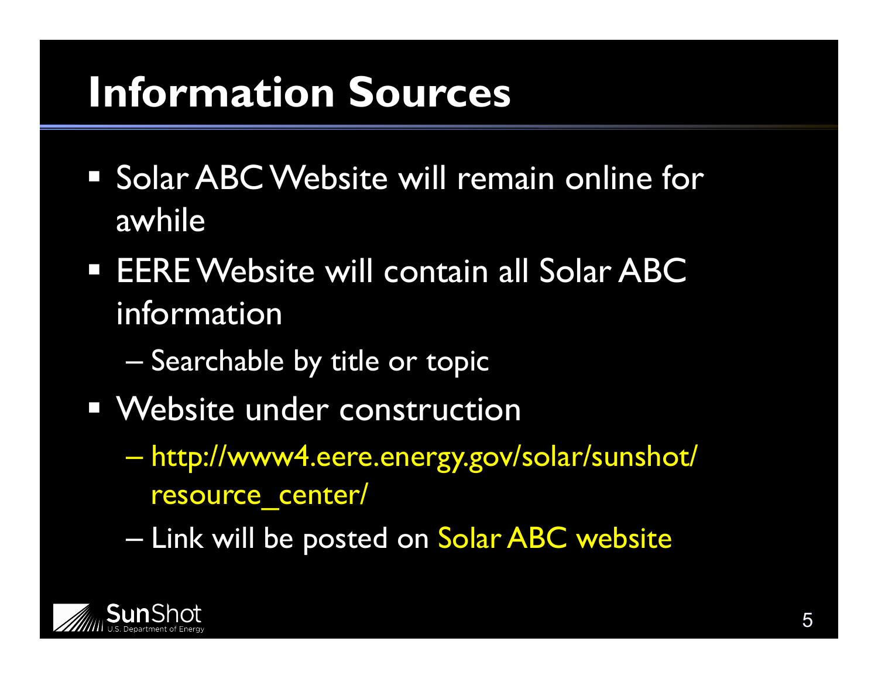# Information Sources

- Solar ABC Website will remain online for awhile
- EERE Website will contain all Solar ABC information
  - Searchable by title or topic
- Website under construction
  - http://www4.eere.energy.gov/solar/sunshot/resource_center/
  - Link will be posted on Solar ABC website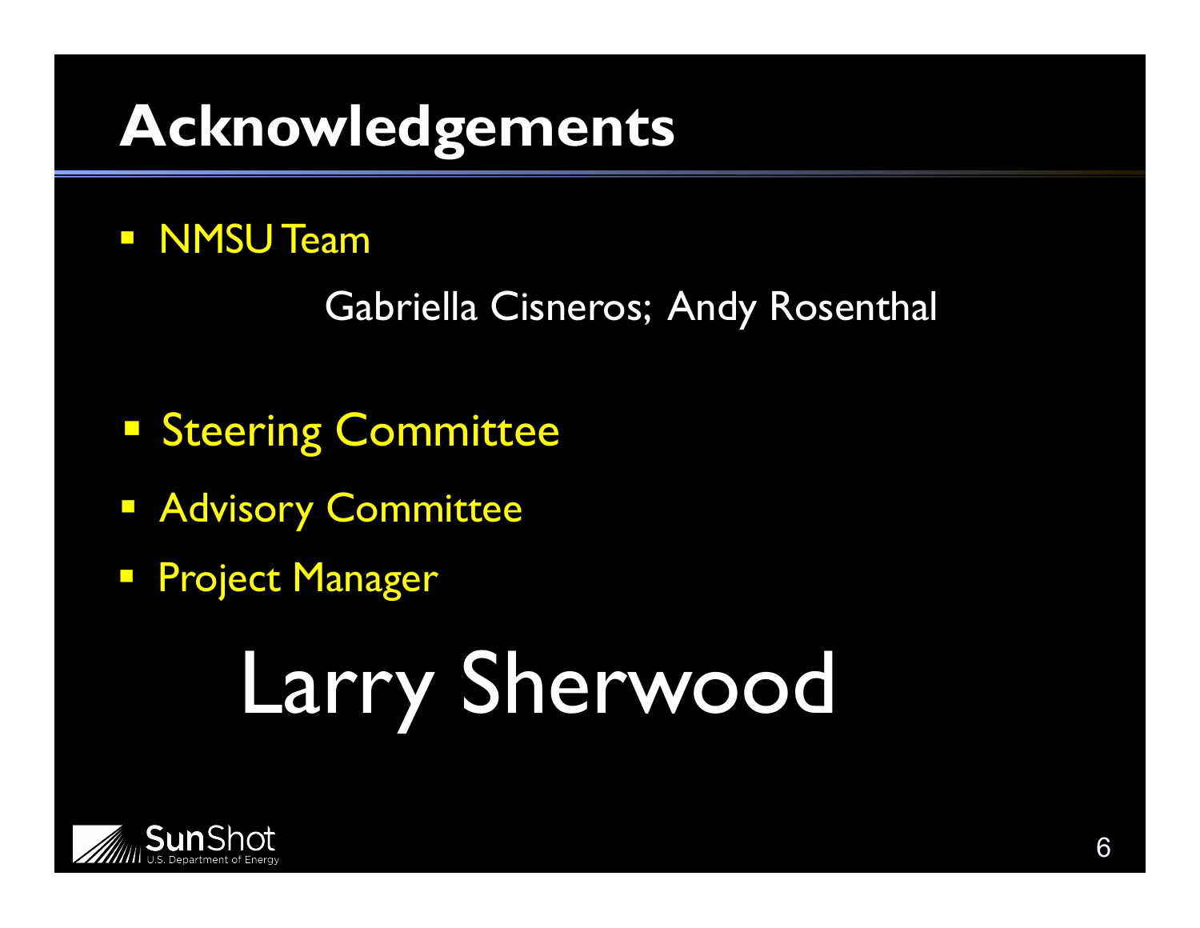# Acknowledgements

- NMSU Team

  Gabriella Cisneros; Andy Rosenthal

- Steering Committee
- Advisory Committee
- Project Manager

Larry Sherwood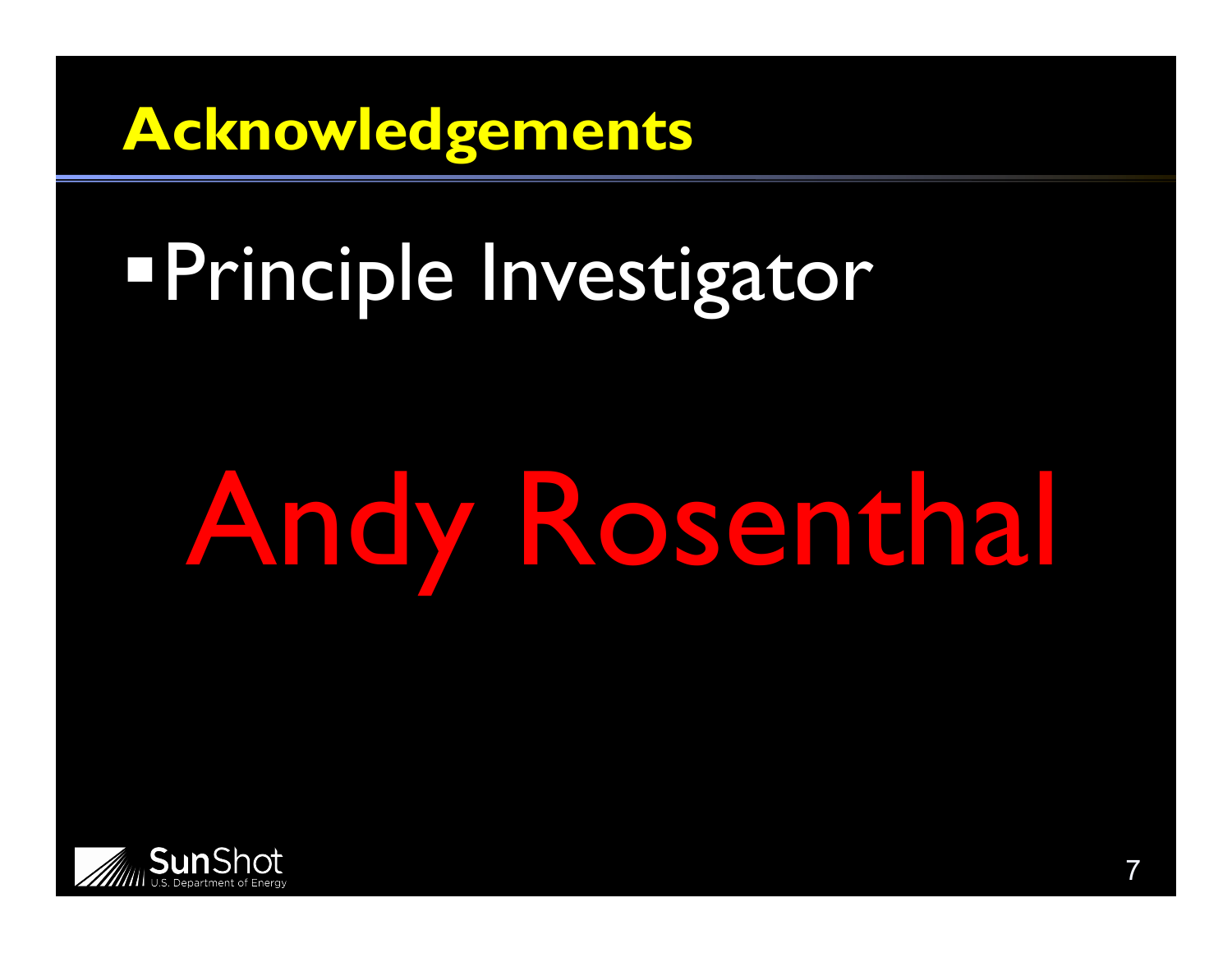# Acknowledgements

- Principle Investigator

Andy Rosenthal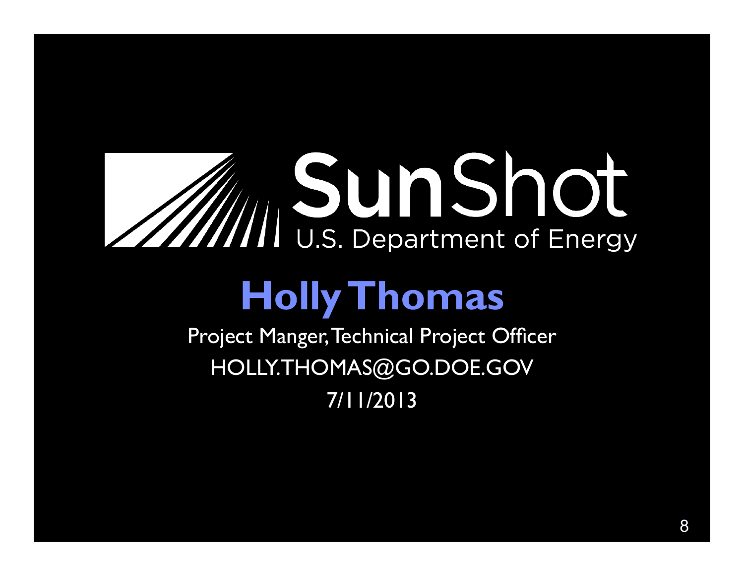SunShot

U.S. Department of Energy

# Holly Thomas

Project Manger, Technical Project Officer

HOLLY.THOMAS@GO.DOE.GOV

7/11/2013